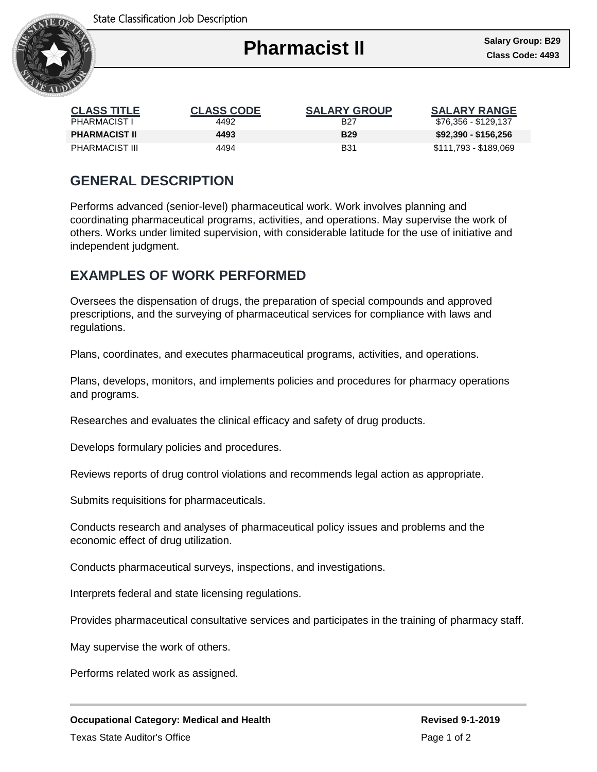State Classification Job Description

# Pharmacist II

**Salary Group: B29**
**Class Code: 4493**

| CLASS TITLE | CLASS CODE | SALARY GROUP | SALARY RANGE |
|---|---|---|---|
| PHARMACIST I | 4492 | B27 | $76,356 - $129,137 |
| **PHARMACIST II** | **4493** | **B29** | **$92,390 - $156,256** |
| PHARMACIST III | 4494 | B31 | $111,793 - $189,069 |

## GENERAL DESCRIPTION

Performs advanced (senior-level) pharmaceutical work. Work involves planning and coordinating pharmaceutical programs, activities, and operations. May supervise the work of others. Works under limited supervision, with considerable latitude for the use of initiative and independent judgment.

## EXAMPLES OF WORK PERFORMED

Oversees the dispensation of drugs, the preparation of special compounds and approved prescriptions, and the surveying of pharmaceutical services for compliance with laws and regulations.

Plans, coordinates, and executes pharmaceutical programs, activities, and operations.

Plans, develops, monitors, and implements policies and procedures for pharmacy operations and programs.

Researches and evaluates the clinical efficacy and safety of drug products.

Develops formulary policies and procedures.

Reviews reports of drug control violations and recommends legal action as appropriate.

Submits requisitions for pharmaceuticals.

Conducts research and analyses of pharmaceutical policy issues and problems and the economic effect of drug utilization.

Conducts pharmaceutical surveys, inspections, and investigations.

Interprets federal and state licensing regulations.

Provides pharmaceutical consultative services and participates in the training of pharmacy staff.

May supervise the work of others.

Performs related work as assigned.

**Occupational Category: Medical and Health**

**Revised 9-1-2019**

Texas State Auditor's Office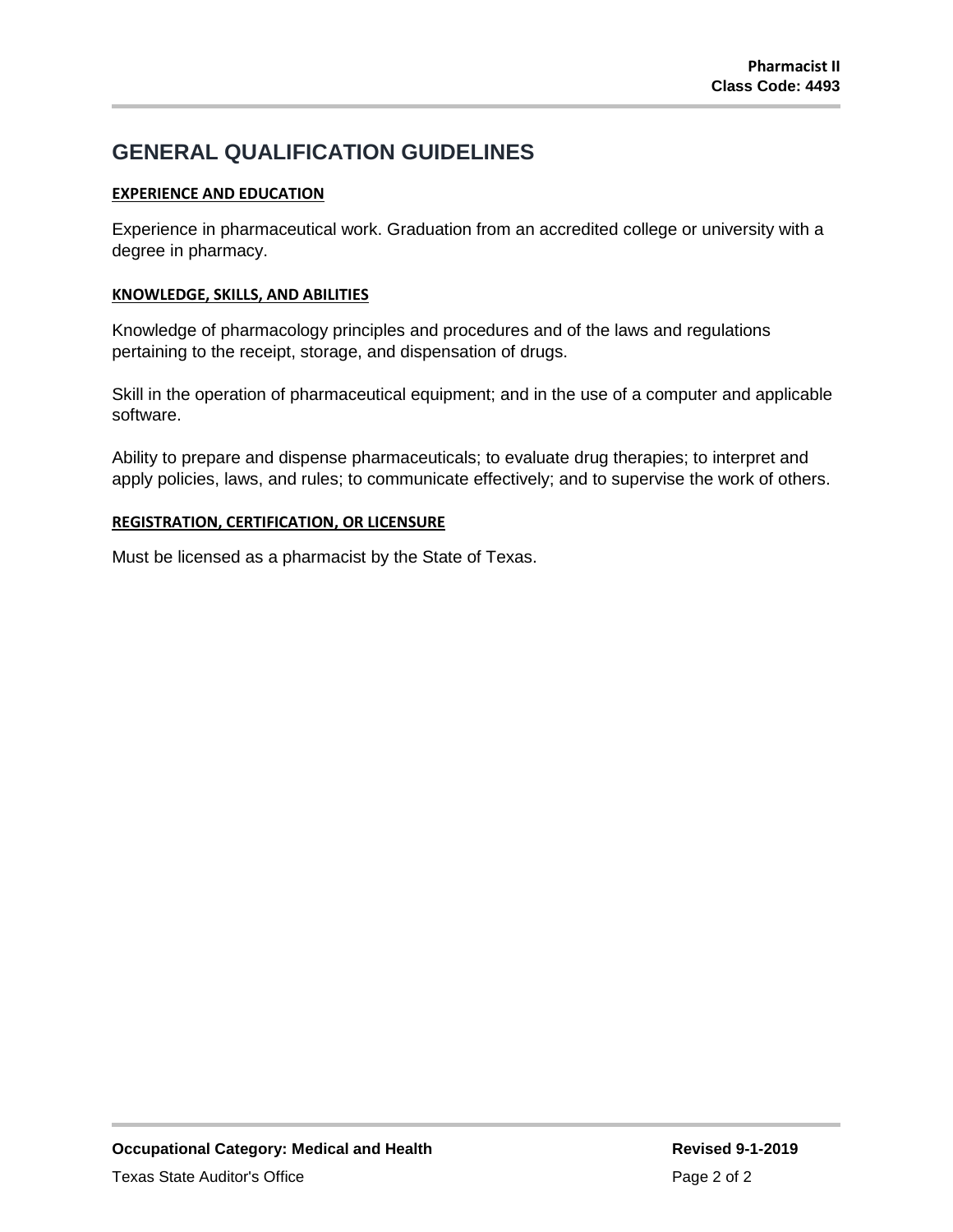# GENERAL QUALIFICATION GUIDELINES

## EXPERIENCE AND EDUCATION

Experience in pharmaceutical work. Graduation from an accredited college or university with a degree in pharmacy.

## KNOWLEDGE, SKILLS, AND ABILITIES

Knowledge of pharmacology principles and procedures and of the laws and regulations pertaining to the receipt, storage, and dispensation of drugs.

Skill in the operation of pharmaceutical equipment; and in the use of a computer and applicable software.

Ability to prepare and dispense pharmaceuticals; to evaluate drug therapies; to interpret and apply policies, laws, and rules; to communicate effectively; and to supervise the work of others.

## REGISTRATION, CERTIFICATION, OR LICENSURE

Must be licensed as a pharmacist by the State of Texas.